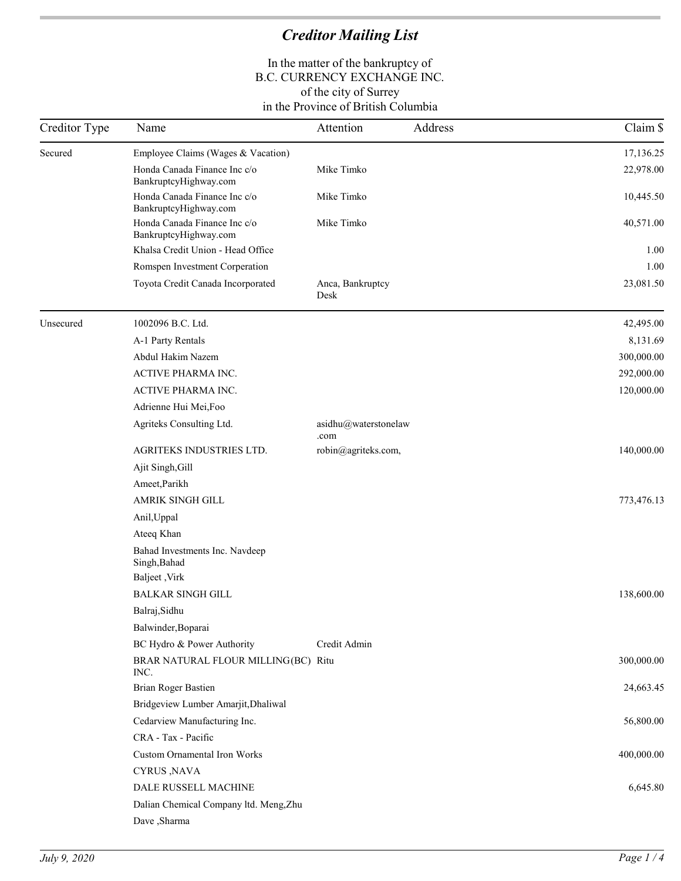# *Creditor Mailing List*

In the matter of the bankruptcy of
B.C. CURRENCY EXCHANGE INC.
of the city of Surrey
in the Province of British Columbia

| Creditor Type | Name | Attention | Address | Claim $ |
|---|---|---|---|---|
| Secured | Employee Claims (Wages & Vacation) | | | 17,136.25 |
| | Honda Canada Finance Inc c/o BankruptcyHighway.com | Mike Timko | | 22,978.00 |
| | Honda Canada Finance Inc c/o BankruptcyHighway.com | Mike Timko | | 10,445.50 |
| | Honda Canada Finance Inc c/o BankruptcyHighway.com | Mike Timko | | 40,571.00 |
| | Khalsa Credit Union - Head Office | | | 1.00 |
| | Romspen Investment Corperation | | | 1.00 |
| | Toyota Credit Canada Incorporated | Anca, Bankruptcy Desk | | 23,081.50 |
| Unsecured | 1002096 B.C. Ltd. | | | 42,495.00 |
| | A-1 Party Rentals | | | 8,131.69 |
| | Abdul Hakim Nazem | | | 300,000.00 |
| | ACTIVE PHARMA INC. | | | 292,000.00 |
| | ACTIVE PHARMA INC. | | | 120,000.00 |
| | Adrienne Hui Mei,Foo | | | |
| | Agriteks Consulting Ltd. | asidhu@waterstonelaw.com | | |
| | AGRITEKS INDUSTRIES LTD. | robin@agriteks.com, | | 140,000.00 |
| | Ajit Singh,Gill | | | |
| | Ameet,Parikh | | | |
| | AMRIK SINGH GILL | | | 773,476.13 |
| | Anil,Uppal | | | |
| | Ateeq Khan | | | |
| | Bahad Investments Inc. Navdeep Singh,Bahad | | | |
| | Baljeet ,Virk | | | |
| | BALKAR SINGH GILL | | | 138,600.00 |
| | Balraj,Sidhu | | | |
| | Balwinder,Boparai | | | |
| | BC Hydro & Power Authority | Credit Admin | | |
| | BRAR NATURAL FLOUR MILLING(BC) INC. | Ritu | | 300,000.00 |
| | Brian Roger Bastien | | | 24,663.45 |
| | Bridgeview Lumber Amarjit,Dhaliwal | | | |
| | Cedarview Manufacturing Inc. | | | 56,800.00 |
| | CRA - Tax - Pacific | | | |
| | Custom Ornamental Iron Works | | | 400,000.00 |
| | CYRUS ,NAVA | | | |
| | DALE RUSSELL MACHINE | | | 6,645.80 |
| | Dalian Chemical Company ltd. Meng,Zhu | | | |
| | Dave ,Sharma | | | |

*July 9, 2020*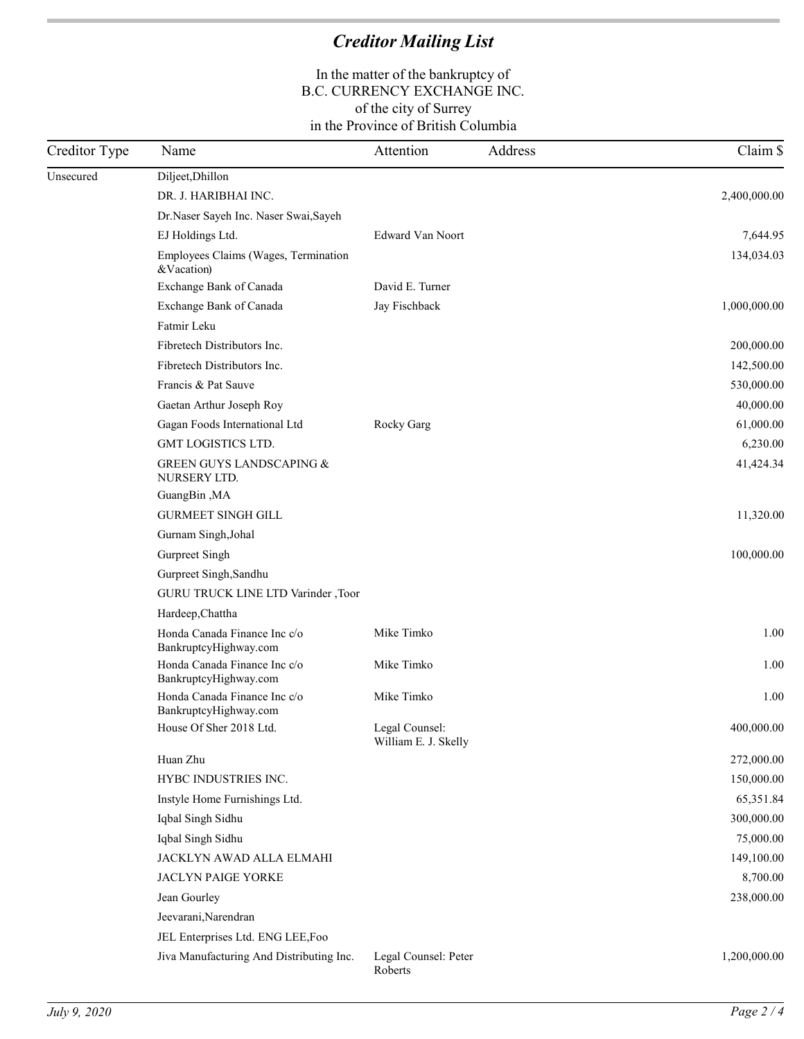# *Creditor Mailing List*

In the matter of the bankruptcy of
B.C. CURRENCY EXCHANGE INC.
of the city of Surrey
in the Province of British Columbia

| Creditor Type | Name | Attention | Address | Claim $ |
|---|---|---|---|---|
| Unsecured | Diljeet,Dhillon | | | |
| | DR. J. HARIBHAI INC. | | | 2,400,000.00 |
| | Dr.Naser Sayeh Inc. Naser Swai,Sayeh | | | |
| | EJ Holdings Ltd. | Edward Van Noort | | 7,644.95 |
| | Employees Claims (Wages, Termination &Vacation) | | | 134,034.03 |
| | Exchange Bank of Canada | David E. Turner | | |
| | Exchange Bank of Canada | Jay Fischback | | 1,000,000.00 |
| | Fatmir Leku | | | |
| | Fibretech Distributors Inc. | | | 200,000.00 |
| | Fibretech Distributors Inc. | | | 142,500.00 |
| | Francis & Pat Sauve | | | 530,000.00 |
| | Gaetan Arthur Joseph Roy | | | 40,000.00 |
| | Gagan Foods International Ltd | Rocky Garg | | 61,000.00 |
| | GMT LOGISTICS LTD. | | | 6,230.00 |
| | GREEN GUYS LANDSCAPING & NURSERY LTD. | | | 41,424.34 |
| | GuangBin ,MA | | | |
| | GURMEET SINGH GILL | | | 11,320.00 |
| | Gurnam Singh,Johal | | | |
| | Gurpreet Singh | | | 100,000.00 |
| | Gurpreet Singh,Sandhu | | | |
| | GURU TRUCK LINE LTD Varinder ,Toor | | | |
| | Hardeep,Chattha | | | |
| | Honda Canada Finance Inc c/o BankruptcyHighway.com | Mike Timko | | 1.00 |
| | Honda Canada Finance Inc c/o BankruptcyHighway.com | Mike Timko | | 1.00 |
| | Honda Canada Finance Inc c/o BankruptcyHighway.com | Mike Timko | | 1.00 |
| | House Of Sher 2018 Ltd. | Legal Counsel: William E. J. Skelly | | 400,000.00 |
| | Huan Zhu | | | 272,000.00 |
| | HYBC INDUSTRIES INC. | | | 150,000.00 |
| | Instyle Home Furnishings Ltd. | | | 65,351.84 |
| | Iqbal Singh Sidhu | | | 300,000.00 |
| | Iqbal Singh Sidhu | | | 75,000.00 |
| | JACKLYN AWAD ALLA ELMAHI | | | 149,100.00 |
| | JACLYN PAIGE YORKE | | | 8,700.00 |
| | Jean Gourley | | | 238,000.00 |
| | Jeevarani,Narendran | | | |
| | JEL Enterprises Ltd. ENG LEE,Foo | | | |
| | Jiva Manufacturing And Distributing Inc. | Legal Counsel: Peter Roberts | | 1,200,000.00 |

*July 9, 2020*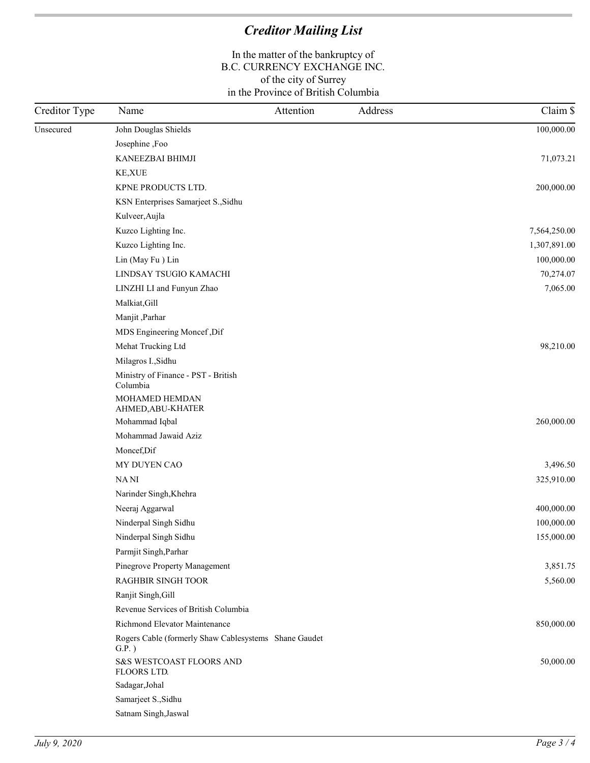# Creditor Mailing List

In the matter of the bankruptcy of
B.C. CURRENCY EXCHANGE INC.
of the city of Surrey
in the Province of British Columbia

| Creditor Type | Name | Attention | Address | Claim $ |
|---|---|---|---|---|
| Unsecured | John Douglas Shields | | | 100,000.00 |
| | Josephine ,Foo | | | |
| | KANEEZBAI BHIMJI | | | 71,073.21 |
| | KE,XUE | | | |
| | KPNE PRODUCTS LTD. | | | 200,000.00 |
| | KSN Enterprises Samarjeet S.,Sidhu | | | |
| | Kulveer,Aujla | | | |
| | Kuzco Lighting Inc. | | | 7,564,250.00 |
| | Kuzco Lighting Inc. | | | 1,307,891.00 |
| | Lin (May Fu ) Lin | | | 100,000.00 |
| | LINDSAY TSUGIO KAMACHI | | | 70,274.07 |
| | LINZHI LI and Funyun Zhao | | | 7,065.00 |
| | Malkiat,Gill | | | |
| | Manjit ,Parhar | | | |
| | MDS Engineering Moncef ,Dif | | | |
| | Mehat Trucking Ltd | | | 98,210.00 |
| | Milagros I.,Sidhu | | | |
| | Ministry of Finance - PST - British Columbia | | | |
| | MOHAMED HEMDAN AHMED,ABU-KHATER | | | |
| | Mohammad Iqbal | | | 260,000.00 |
| | Mohammad Jawaid Aziz | | | |
| | Moncef,Dif | | | |
| | MY DUYEN CAO | | | 3,496.50 |
| | NA NI | | | 325,910.00 |
| | Narinder Singh,Khehra | | | |
| | Neeraj Aggarwal | | | 400,000.00 |
| | Ninderpal Singh Sidhu | | | 100,000.00 |
| | Ninderpal Singh Sidhu | | | 155,000.00 |
| | Parmjit Singh,Parhar | | | |
| | Pinegrove Property Management | | | 3,851.75 |
| | RAGHBIR SINGH TOOR | | | 5,560.00 |
| | Ranjit Singh,Gill | | | |
| | Revenue Services of British Columbia | | | |
| | Richmond Elevator Maintenance | | | 850,000.00 |
| | Rogers Cable (formerly Shaw Cablesystems G.P. ) | Shane Gaudet | | |
| | S&S WESTCOAST FLOORS AND FLOORS LTD. | | | 50,000.00 |
| | Sadagar,Johal | | | |
| | Samarjeet S.,Sidhu | | | |
| | Satnam Singh,Jaswal | | | |

July 9, 2020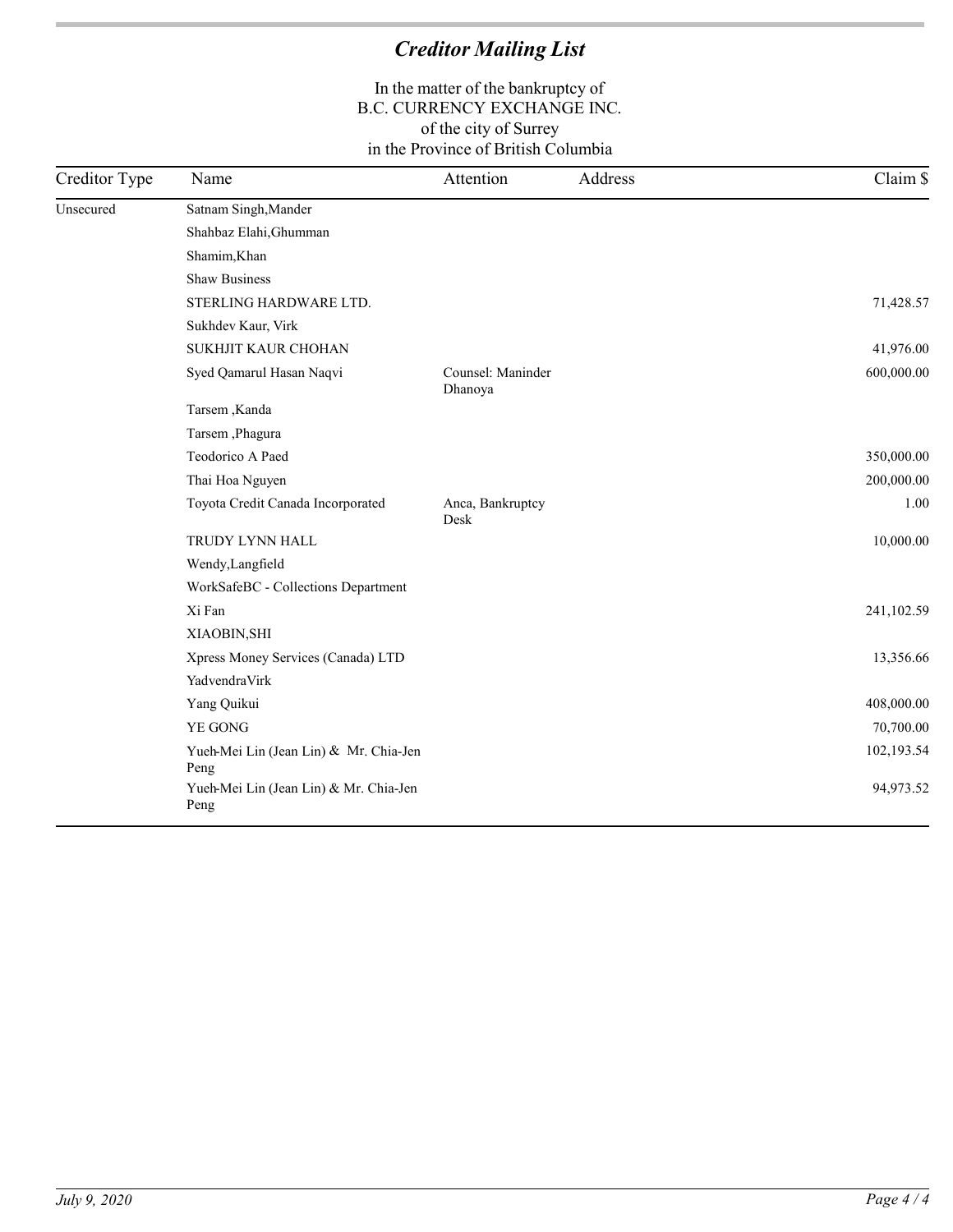# *Creditor Mailing List*

In the matter of the bankruptcy of
B.C. CURRENCY EXCHANGE INC.
of the city of Surrey
in the Province of British Columbia

| Creditor Type | Name | Attention | Address | Claim $ |
|---|---|---|---|---|
| Unsecured | Satnam Singh,Mander | | | |
| | Shahbaz Elahi,Ghumman | | | |
| | Shamim,Khan | | | |
| | Shaw Business | | | |
| | STERLING HARDWARE LTD. | | | 71,428.57 |
| | Sukhdev Kaur, Virk | | | |
| | SUKHJIT KAUR CHOHAN | | | 41,976.00 |
| | Syed Qamarul Hasan Naqvi | Counsel: Maninder Dhanoya | | 600,000.00 |
| | Tarsem ,Kanda | | | |
| | Tarsem ,Phagura | | | |
| | Teodorico A Paed | | | 350,000.00 |
| | Thai Hoa Nguyen | | | 200,000.00 |
| | Toyota Credit Canada Incorporated | Anca, Bankruptcy Desk | | 1.00 |
| | TRUDY LYNN HALL | | | 10,000.00 |
| | Wendy,Langfield | | | |
| | WorkSafeBC - Collections Department | | | |
| | Xi Fan | | | 241,102.59 |
| | XIAOBIN,SHI | | | |
| | Xpress Money Services (Canada) LTD | | | 13,356.66 |
| | YadvendraVirk | | | |
| | Yang Quikui | | | 408,000.00 |
| | YE GONG | | | 70,700.00 |
| | Yueh-Mei Lin (Jean Lin) & Mr. Chia-Jen Peng | | | 102,193.54 |
| | Yueh-Mei Lin (Jean Lin) & Mr. Chia-Jen Peng | | | 94,973.52 |

*July 9, 2020*